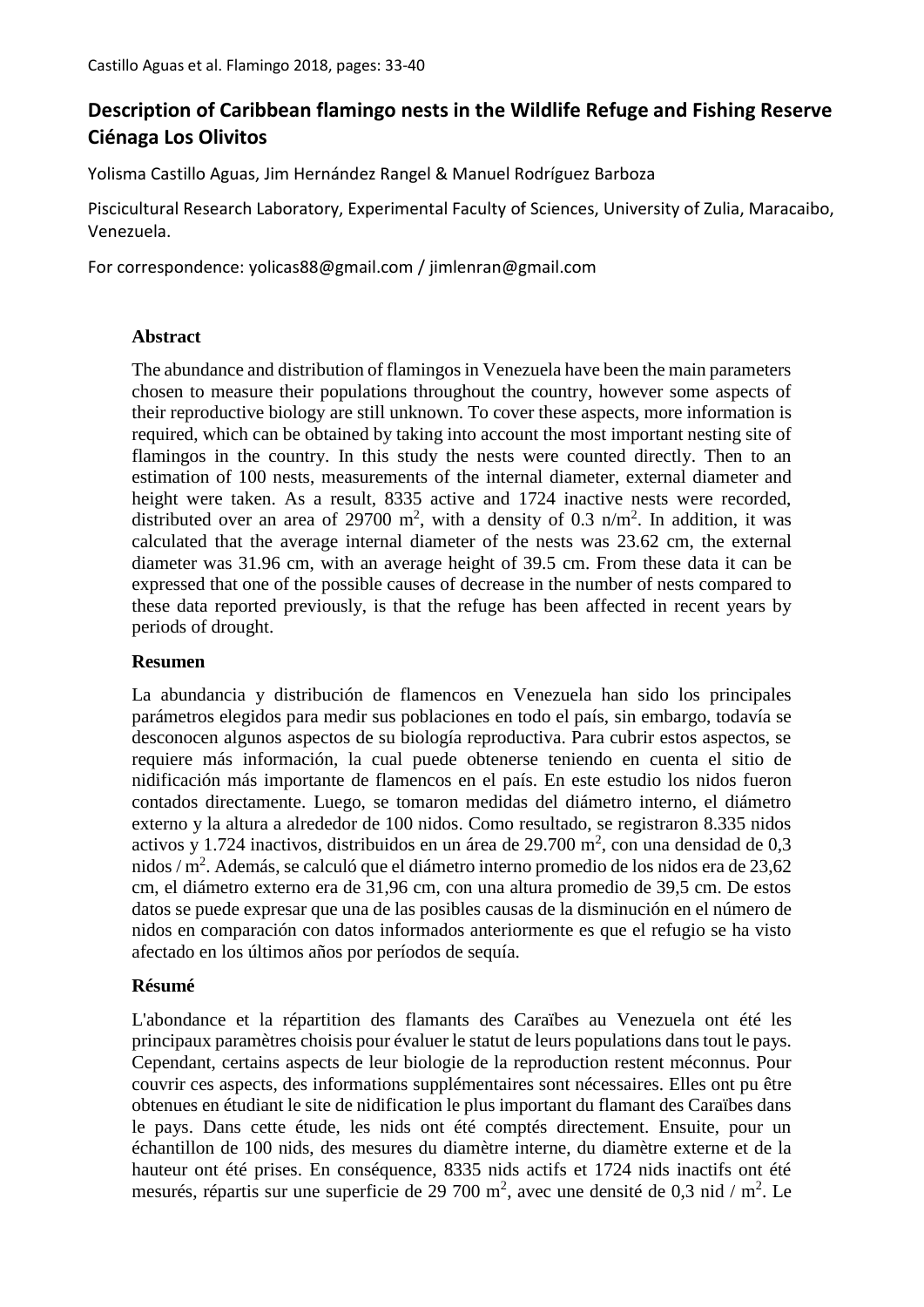Castillo Aguas et al. Flamingo 2018, pages: 33-40

# Description of Caribbean flamingo nests in the Wildlife Refuge and Fishing Reserve Ciénaga Los Olivitos

Yolisma Castillo Aguas, Jim Hernández Rangel & Manuel Rodríguez Barboza

Piscicultural Research Laboratory, Experimental Faculty of Sciences, University of Zulia, Maracaibo, Venezuela.

For correspondence: yolicas88@gmail.com / jimlenran@gmail.com

## Abstract

The abundance and distribution of flamingos in Venezuela have been the main parameters chosen to measure their populations throughout the country, however some aspects of their reproductive biology are still unknown. To cover these aspects, more information is required, which can be obtained by taking into account the most important nesting site of flamingos in the country. In this study the nests were counted directly. Then to an estimation of 100 nests, measurements of the internal diameter, external diameter and height were taken. As a result, 8335 active and 1724 inactive nests were recorded, distributed over an area of 29700 $m^2$, with a density of 0.3 $n/m^2$. In addition, it was calculated that the average internal diameter of the nests was 23.62 cm, the external diameter was 31.96 cm, with an average height of 39.5 cm. From these data it can be expressed that one of the possible causes of decrease in the number of nests compared to these data reported previously, is that the refuge has been affected in recent years by periods of drought.

## Resumen

La abundancia y distribución de flamencos en Venezuela han sido los principales parámetros elegidos para medir sus poblaciones en todo el país, sin embargo, todavía se desconocen algunos aspectos de su biología reproductiva. Para cubrir estos aspectos, se requiere más información, la cual puede obtenerse teniendo en cuenta el sitio de nidificación más importante de flamencos en el país. En este estudio los nidos fueron contados directamente. Luego, se tomaron medidas del diámetro interno, el diámetro externo y la altura a alrededor de 100 nidos. Como resultado, se registraron 8.335 nidos activos y 1.724 inactivos, distribuidos en un área de 29.700 $m^2$, con una densidad de 0,3 nidos / $m^2$. Además, se calculó que el diámetro interno promedio de los nidos era de 23,62 cm, el diámetro externo era de 31,96 cm, con una altura promedio de 39,5 cm. De estos datos se puede expresar que una de las posibles causas de la disminución en el número de nidos en comparación con datos informados anteriormente es que el refugio se ha visto afectado en los últimos años por períodos de sequía.

## Résumé

L'abondance et la répartition des flamants des Caraïbes au Venezuela ont été les principaux paramètres choisis pour évaluer le statut de leurs populations dans tout le pays. Cependant, certains aspects de leur biologie de la reproduction restent méconnus. Pour couvrir ces aspects, des informations supplémentaires sont nécessaires. Elles ont pu être obtenues en étudiant le site de nidification le plus important du flamant des Caraïbes dans le pays. Dans cette étude, les nids ont été comptés directement. Ensuite, pour un échantillon de 100 nids, des mesures du diamètre interne, du diamètre externe et de la hauteur ont été prises. En conséquence, 8335 nids actifs et 1724 nids inactifs ont été mesurés, répartis sur une superficie de 29 700 $m^2$, avec une densité de 0,3 nid / $m^2$. Le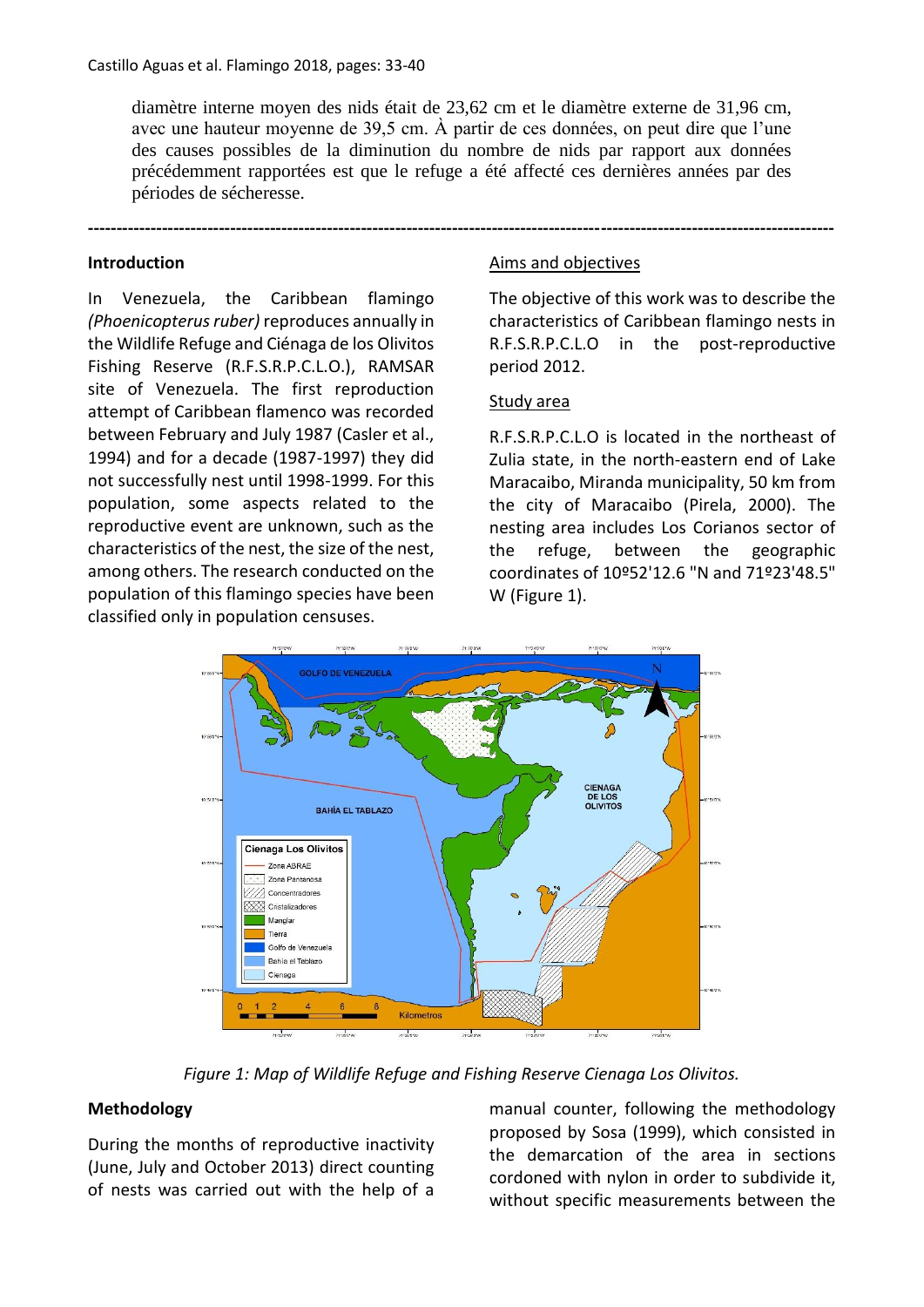diamètre interne moyen des nids était de 23,62 cm et le diamètre externe de 31,96 cm, avec une hauteur moyenne de 39,5 cm. À partir de ces données, on peut dire que l'une des causes possibles de la diminution du nombre de nids par rapport aux données précédemment rapportées est que le refuge a été affecté ces dernières années par des périodes de sécheresse.

---

## Introduction

In Venezuela, the Caribbean flamingo *(Phoenicopterus ruber)* reproduces annually in the Wildlife Refuge and Ciénaga de los Olivitos Fishing Reserve (R.F.S.R.P.C.L.O.), RAMSAR site of Venezuela. The first reproduction attempt of Caribbean flamenco was recorded between February and July 1987 (Casler et al., 1994) and for a decade (1987-1997) they did not successfully nest until 1998-1999. For this population, some aspects related to the reproductive event are unknown, such as the characteristics of the nest, the size of the nest, among others. The research conducted on the population of this flamingo species have been classified only in population censuses.

### Aims and objectives

The objective of this work was to describe the characteristics of Caribbean flamingo nests in R.F.S.R.P.C.L.O in the post-reproductive period 2012.

### Study area

R.F.S.R.P.C.L.O is located in the northeast of Zulia state, in the north-eastern end of Lake Maracaibo, Miranda municipality, 50 km from the city of Maracaibo (Pirela, 2000). The nesting area includes Los Corianos sector of the refuge, between the geographic coordinates of 10º52'12.6 "N and 71º23'48.5" W (Figure 1).

*Figure 1: Map of Wildlife Refuge and Fishing Reserve Cienaga Los Olivitos.*

## Methodology

During the months of reproductive inactivity (June, July and October 2013) direct counting of nests was carried out with the help of a manual counter, following the methodology proposed by Sosa (1999), which consisted in the demarcation of the area in sections cordoned with nylon in order to subdivide it, without specific measurements between the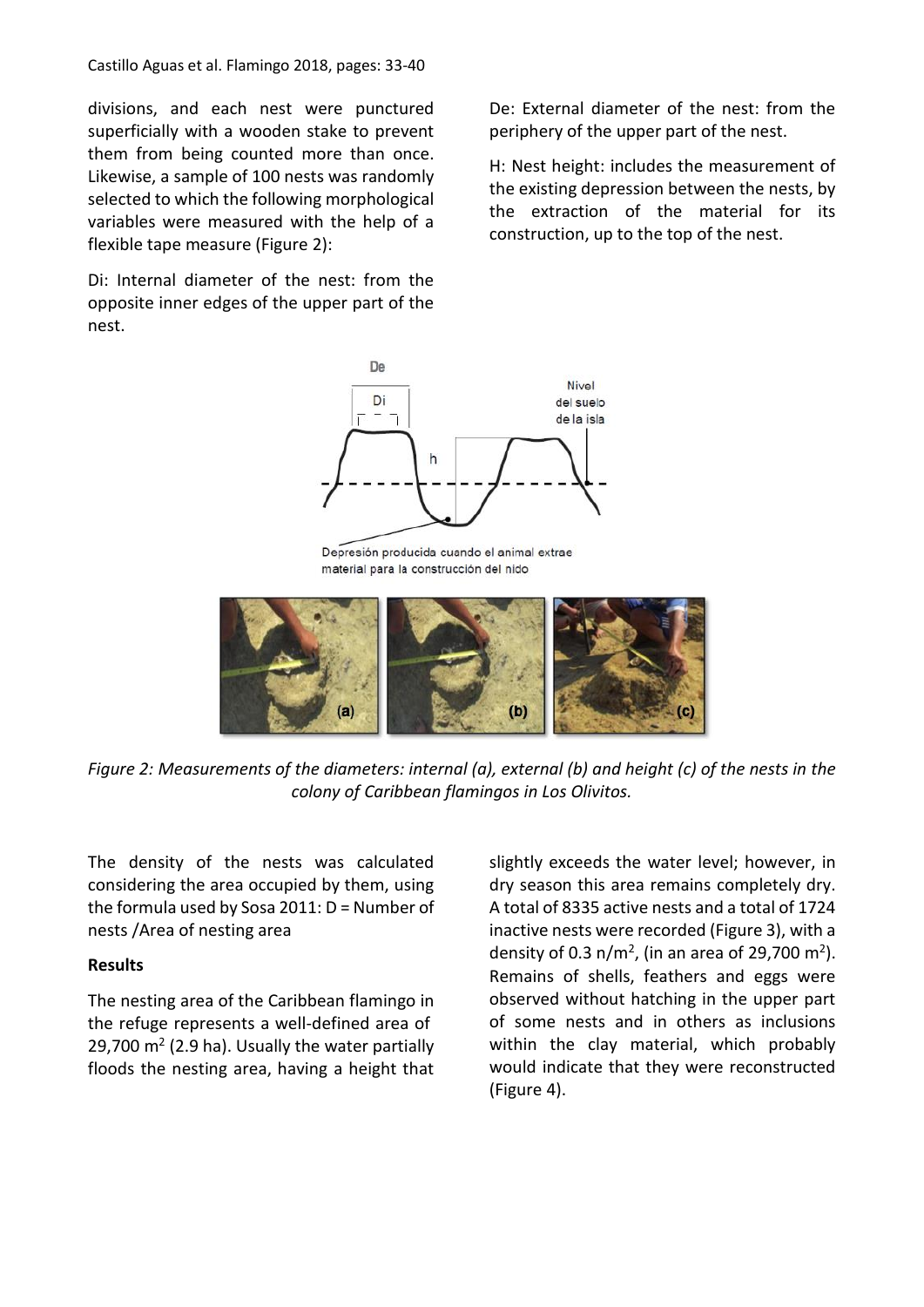divisions, and each nest were punctured superficially with a wooden stake to prevent them from being counted more than once. Likewise, a sample of 100 nests was randomly selected to which the following morphological variables were measured with the help of a flexible tape measure (Figure 2):

Di: Internal diameter of the nest: from the opposite inner edges of the upper part of the nest.

De: External diameter of the nest: from the periphery of the upper part of the nest.

H: Nest height: includes the measurement of the existing depression between the nests, by the extraction of the material for its construction, up to the top of the nest.

*Figure 2: Measurements of the diameters: internal (a), external (b) and height (c) of the nests in the colony of Caribbean flamingos in Los Olivitos.*

The density of the nests was calculated considering the area occupied by them, using the formula used by Sosa 2011: D = Number of nests /Area of nesting area

## Results

The nesting area of the Caribbean flamingo in the refuge represents a well-defined area of 29,700 $m^2$ (2.9 ha). Usually the water partially floods the nesting area, having a height that slightly exceeds the water level; however, in dry season this area remains completely dry. A total of 8335 active nests and a total of 1724 inactive nests were recorded (Figure 3), with a density of 0.3 n/$m^2$, (in an area of 29,700 $m^2$). Remains of shells, feathers and eggs were observed without hatching in the upper part of some nests and in others as inclusions within the clay material, which probably would indicate that they were reconstructed (Figure 4).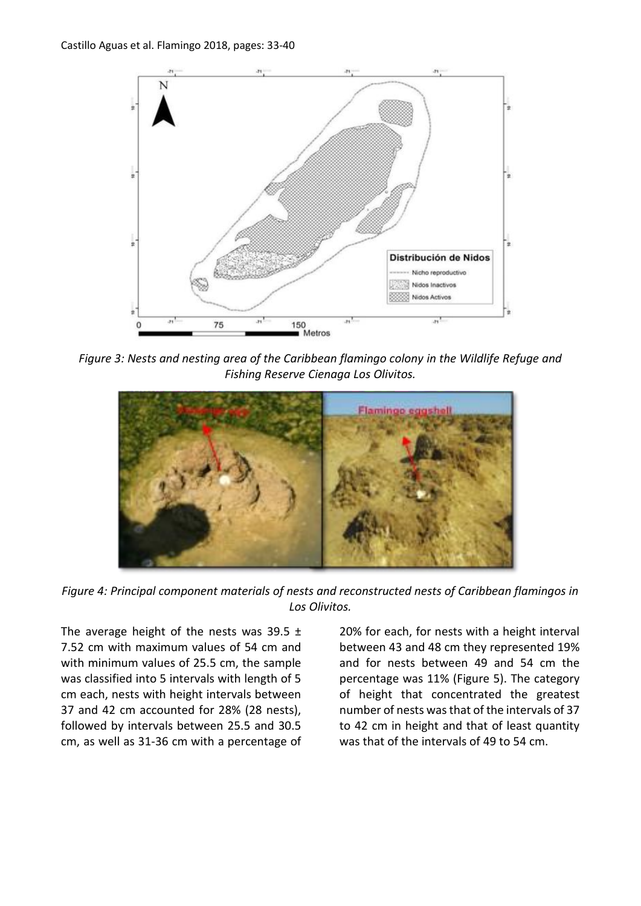Figure 3: *Nests and nesting area of the Caribbean flamingo colony in the Wildlife Refuge and Fishing Reserve Cienaga Los Olivitos.*

Figure 4: *Principal component materials of nests and reconstructed nests of Caribbean flamingos in Los Olivitos.*

The average height of the nests was 39.5 ± 7.52 cm with maximum values of 54 cm and with minimum values of 25.5 cm, the sample was classified into 5 intervals with length of 5 cm each, nests with height intervals between 37 and 42 cm accounted for 28% (28 nests), followed by intervals between 25.5 and 30.5 cm, as well as 31-36 cm with a percentage of 20% for each, for nests with a height interval between 43 and 48 cm they represented 19% and for nests between 49 and 54 cm the percentage was 11% (Figure 5). The category of height that concentrated the greatest number of nests was that of the intervals of 37 to 42 cm in height and that of least quantity was that of the intervals of 49 to 54 cm.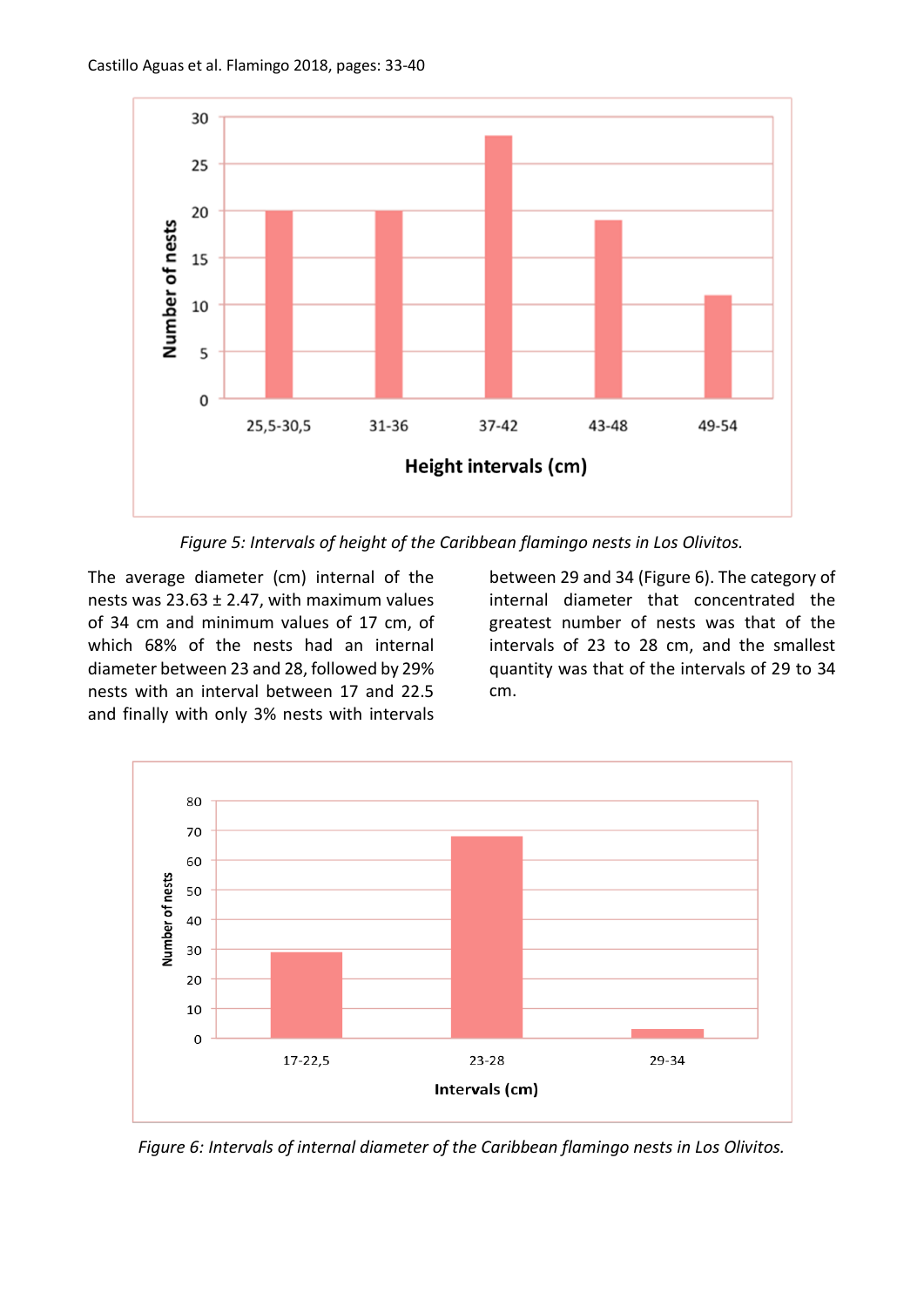Figure 5: Intervals of height of the Caribbean flamingo nests in Los Olivitos.

The average diameter (cm) internal of the nests was 23.63 ± 2.47, with maximum values of 34 cm and minimum values of 17 cm, of which 68% of the nests had an internal diameter between 23 and 28, followed by 29% nests with an interval between 17 and 22.5 and finally with only 3% nests with intervals between 29 and 34 (Figure 6). The category of internal diameter that concentrated the greatest number of nests was that of the intervals of 23 to 28 cm, and the smallest quantity was that of the intervals of 29 to 34 cm.

Figure 6: Intervals of internal diameter of the Caribbean flamingo nests in Los Olivitos.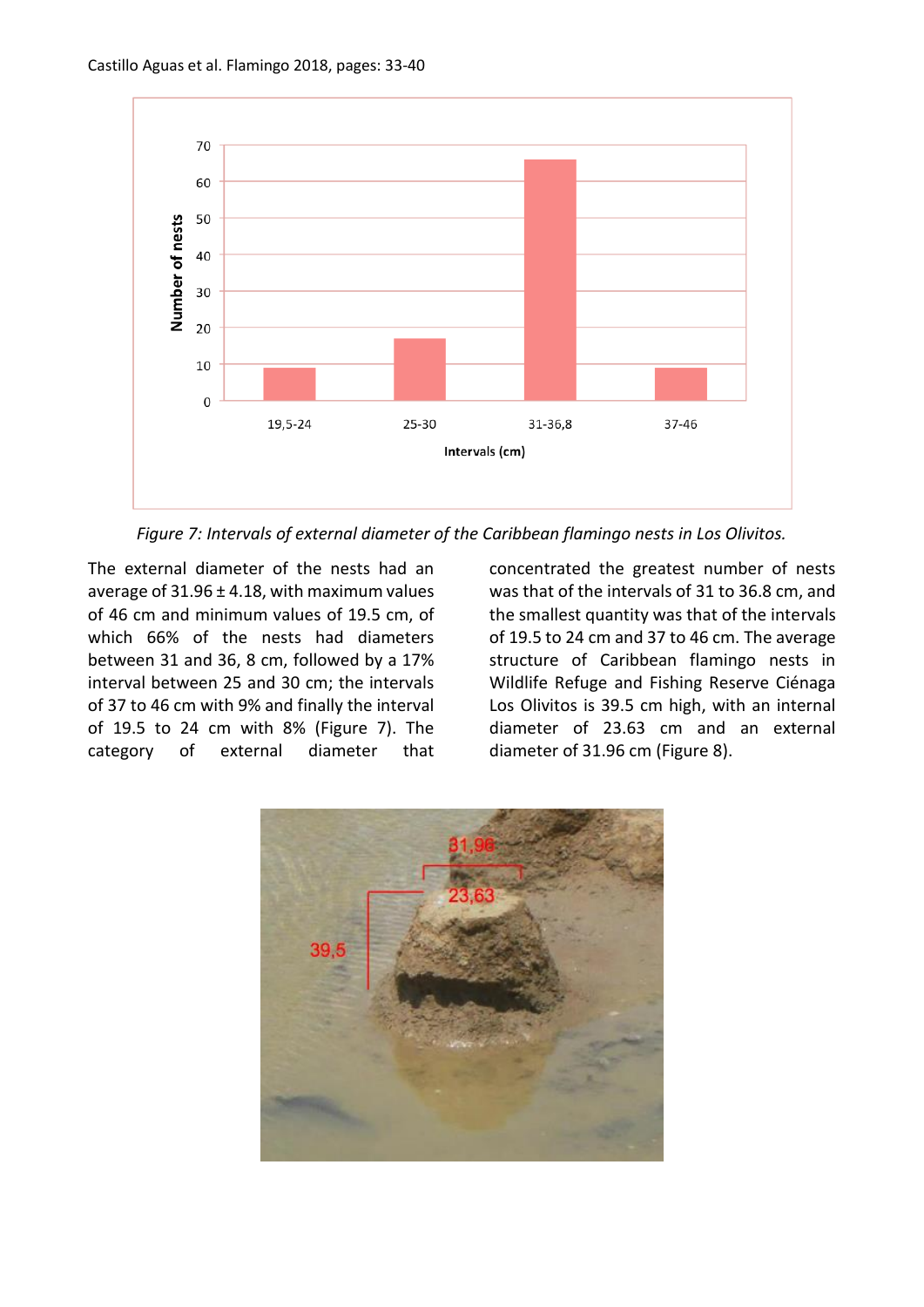*Figure 7: Intervals of external diameter of the Caribbean flamingo nests in Los Olivitos.*

The external diameter of the nests had an average of 31.96 ± 4.18, with maximum values of 46 cm and minimum values of 19.5 cm, of which 66% of the nests had diameters between 31 and 36, 8 cm, followed by a 17% interval between 25 and 30 cm; the intervals of 37 to 46 cm with 9% and finally the interval of 19.5 to 24 cm with 8% (Figure 7). The category of external diameter that concentrated the greatest number of nests was that of the intervals of 31 to 36.8 cm, and the smallest quantity was that of the intervals of 19.5 to 24 cm and 37 to 46 cm. The average structure of Caribbean flamingo nests in Wildlife Refuge and Fishing Reserve Ciénaga Los Olivitos is 39.5 cm high, with an internal diameter of 23.63 cm and an external diameter of 31.96 cm (Figure 8).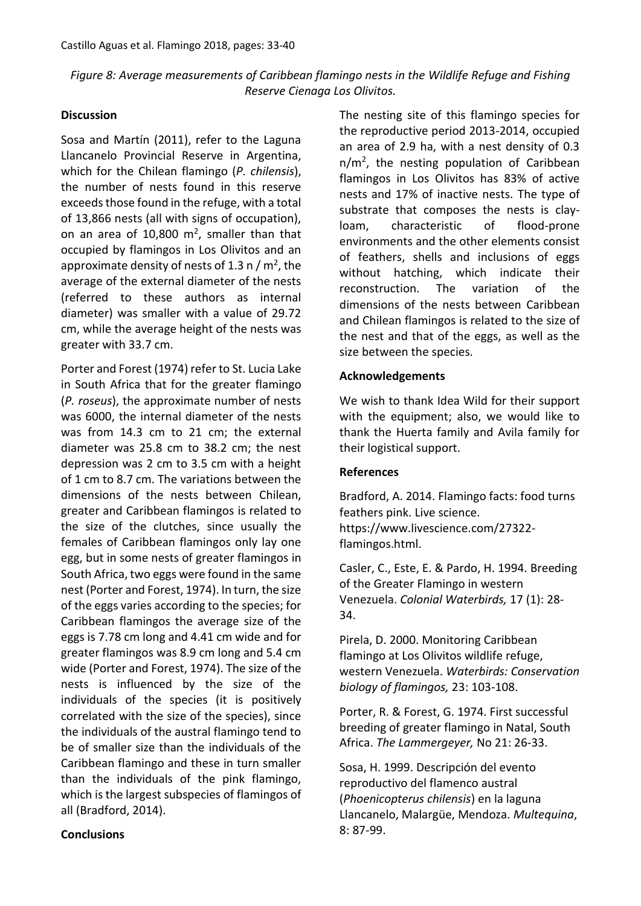*Figure 8: Average measurements of Caribbean flamingo nests in the Wildlife Refuge and Fishing Reserve Cienaga Los Olivitos.*

## Discussion

Sosa and Martín (2011), refer to the Laguna Llancanelo Provincial Reserve in Argentina, which for the Chilean flamingo (*P. chilensis*), the number of nests found in this reserve exceeds those found in the refuge, with a total of 13,866 nests (all with signs of occupation), on an area of 10,800 $m^2$, smaller than that occupied by flamingos in Los Olivitos and an approximate density of nests of 1.3 n / $m^2$, the average of the external diameter of the nests (referred to these authors as internal diameter) was smaller with a value of 29.72 cm, while the average height of the nests was greater with 33.7 cm.

Porter and Forest (1974) refer to St. Lucia Lake in South Africa that for the greater flamingo (*P. roseus*), the approximate number of nests was 6000, the internal diameter of the nests was from 14.3 cm to 21 cm; the external diameter was 25.8 cm to 38.2 cm; the nest depression was 2 cm to 3.5 cm with a height of 1 cm to 8.7 cm. The variations between the dimensions of the nests between Chilean, greater and Caribbean flamingos is related to the size of the clutches, since usually the females of Caribbean flamingos only lay one egg, but in some nests of greater flamingos in South Africa, two eggs were found in the same nest (Porter and Forest, 1974). In turn, the size of the eggs varies according to the species; for Caribbean flamingos the average size of the eggs is 7.78 cm long and 4.41 cm wide and for greater flamingos was 8.9 cm long and 5.4 cm wide (Porter and Forest, 1974). The size of the nests is influenced by the size of the individuals of the species (it is positively correlated with the size of the species), since the individuals of the austral flamingo tend to be of smaller size than the individuals of the Caribbean flamingo and these in turn smaller than the individuals of the pink flamingo, which is the largest subspecies of flamingos of all (Bradford, 2014).

## Conclusions

The nesting site of this flamingo species for the reproductive period 2013-2014, occupied an area of 2.9 ha, with a nest density of 0.3 n/$m^2$, the nesting population of Caribbean flamingos in Los Olivitos has 83% of active nests and 17% of inactive nests. The type of substrate that composes the nests is clay-loam, characteristic of flood-prone environments and the other elements consist of feathers, shells and inclusions of eggs without hatching, which indicate their reconstruction. The variation of the dimensions of the nests between Caribbean and Chilean flamingos is related to the size of the nest and that of the eggs, as well as the size between the species.

## Acknowledgements

We wish to thank Idea Wild for their support with the equipment; also, we would like to thank the Huerta family and Avila family for their logistical support.

## References

Bradford, A. 2014. Flamingo facts: food turns feathers pink. Live science. https://www.livescience.com/27322-flamingos.html.

Casler, C., Este, E. & Pardo, H. 1994. Breeding of the Greater Flamingo in western Venezuela. *Colonial Waterbirds,* 17 (1): 28-34.

Pirela, D. 2000. Monitoring Caribbean flamingo at Los Olivitos wildlife refuge, western Venezuela. *Waterbirds: Conservation biology of flamingos,* 23: 103-108.

Porter, R. & Forest, G. 1974. First successful breeding of greater flamingo in Natal, South Africa. *The Lammergeyer,* No 21: 26-33.

Sosa, H. 1999. Descripción del evento reproductivo del flamenco austral (*Phoenicopterus chilensis*) en la laguna Llancanelo, Malargüe, Mendoza. *Multequina*, 8: 87-99.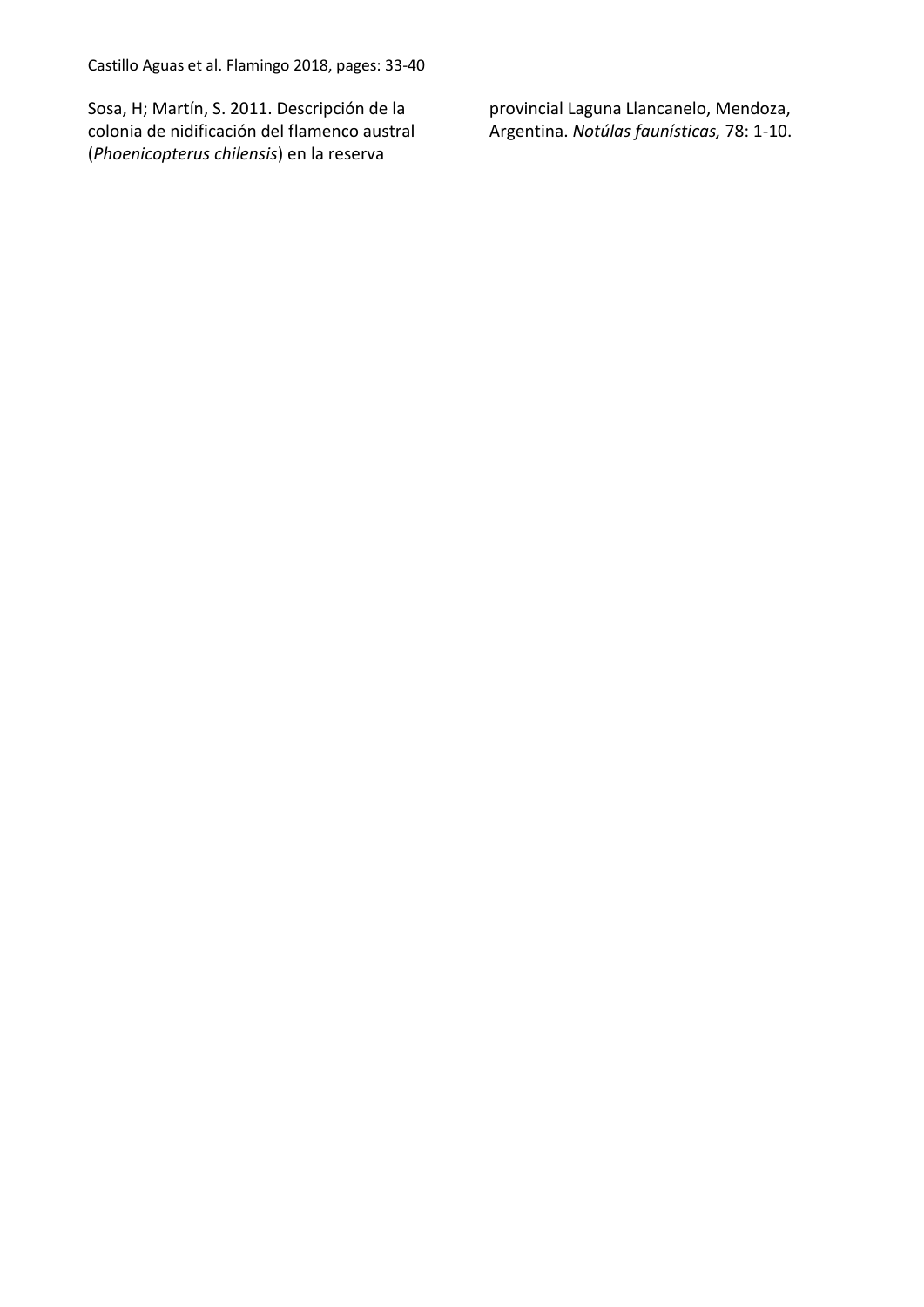Sosa, H; Martín, S. 2011. Descripción de la colonia de nidificación del flamenco austral (*Phoenicopterus chilensis*) en la reserva provincial Laguna Llancanelo, Mendoza, Argentina. *Notúlas faunísticas,* 78: 1-10.